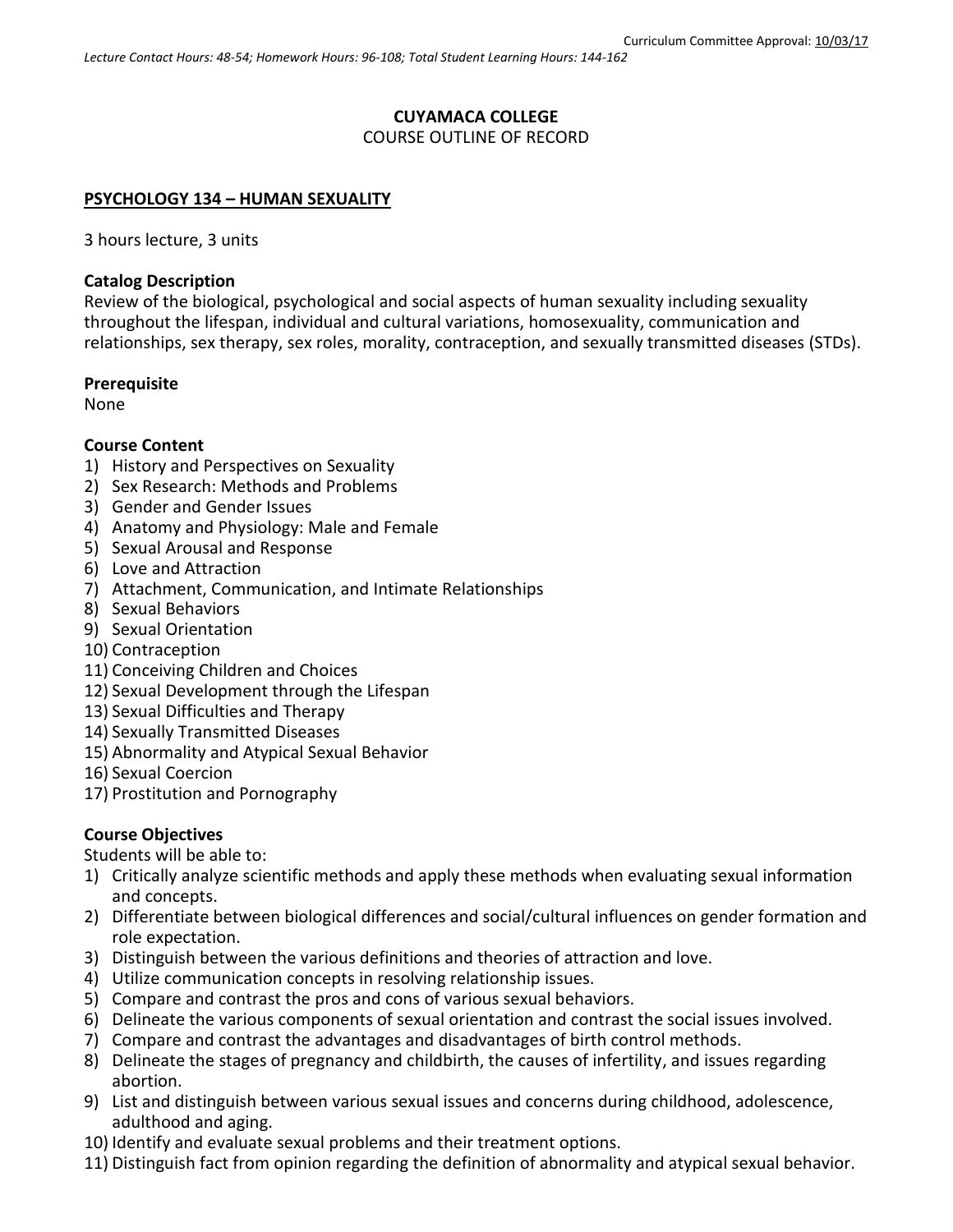Curriculum Committee Approval: 10/03/17

*Lecture Contact Hours: 48-54; Homework Hours: 96-108; Total Student Learning Hours: 144-162*

**CUYAMACA COLLEGE**
COURSE OUTLINE OF RECORD

## PSYCHOLOGY 134 – HUMAN SEXUALITY

3 hours lecture, 3 units

### Catalog Description

Review of the biological, psychological and social aspects of human sexuality including sexuality throughout the lifespan, individual and cultural variations, homosexuality, communication and relationships, sex therapy, sex roles, morality, contraception, and sexually transmitted diseases (STDs).

### Prerequisite

None

### Course Content

1) History and Perspectives on Sexuality
2) Sex Research: Methods and Problems
3) Gender and Gender Issues
4) Anatomy and Physiology: Male and Female
5) Sexual Arousal and Response
6) Love and Attraction
7) Attachment, Communication, and Intimate Relationships
8) Sexual Behaviors
9) Sexual Orientation
10) Contraception
11) Conceiving Children and Choices
12) Sexual Development through the Lifespan
13) Sexual Difficulties and Therapy
14) Sexually Transmitted Diseases
15) Abnormality and Atypical Sexual Behavior
16) Sexual Coercion
17) Prostitution and Pornography

### Course Objectives

Students will be able to:

1) Critically analyze scientific methods and apply these methods when evaluating sexual information and concepts.
2) Differentiate between biological differences and social/cultural influences on gender formation and role expectation.
3) Distinguish between the various definitions and theories of attraction and love.
4) Utilize communication concepts in resolving relationship issues.
5) Compare and contrast the pros and cons of various sexual behaviors.
6) Delineate the various components of sexual orientation and contrast the social issues involved.
7) Compare and contrast the advantages and disadvantages of birth control methods.
8) Delineate the stages of pregnancy and childbirth, the causes of infertility, and issues regarding abortion.
9) List and distinguish between various sexual issues and concerns during childhood, adolescence, adulthood and aging.
10) Identify and evaluate sexual problems and their treatment options.
11) Distinguish fact from opinion regarding the definition of abnormality and atypical sexual behavior.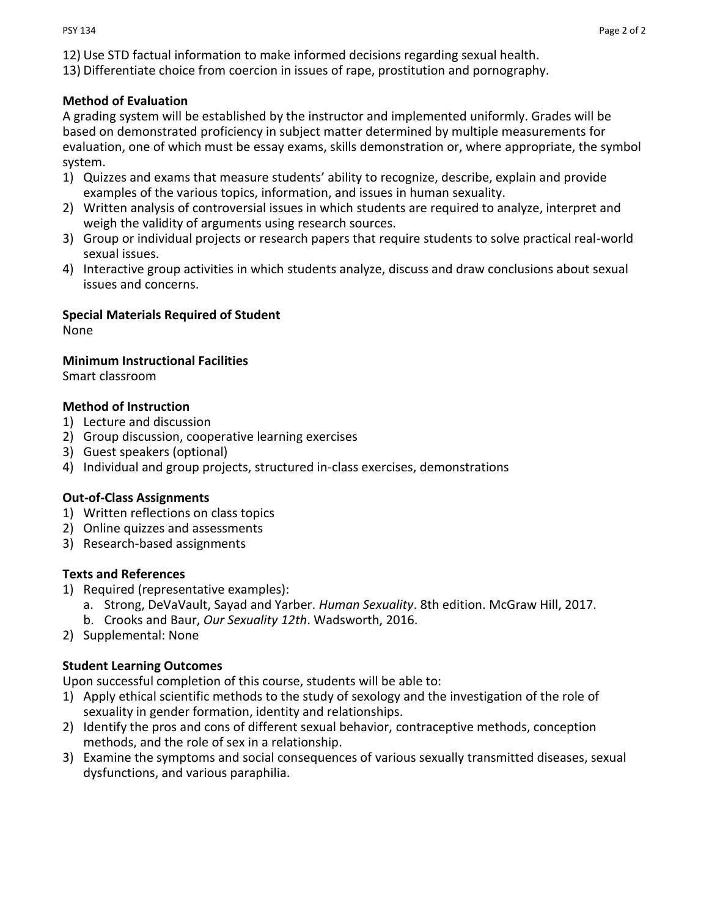12) Use STD factual information to make informed decisions regarding sexual health.
13) Differentiate choice from coercion in issues of rape, prostitution and pornography.

**Method of Evaluation**

A grading system will be established by the instructor and implemented uniformly. Grades will be based on demonstrated proficiency in subject matter determined by multiple measurements for evaluation, one of which must be essay exams, skills demonstration or, where appropriate, the symbol system.

1) Quizzes and exams that measure students' ability to recognize, describe, explain and provide examples of the various topics, information, and issues in human sexuality.
2) Written analysis of controversial issues in which students are required to analyze, interpret and weigh the validity of arguments using research sources.
3) Group or individual projects or research papers that require students to solve practical real-world sexual issues.
4) Interactive group activities in which students analyze, discuss and draw conclusions about sexual issues and concerns.

**Special Materials Required of Student**

None

**Minimum Instructional Facilities**

Smart classroom

**Method of Instruction**

1) Lecture and discussion
2) Group discussion, cooperative learning exercises
3) Guest speakers (optional)
4) Individual and group projects, structured in-class exercises, demonstrations

**Out-of-Class Assignments**

1) Written reflections on class topics
2) Online quizzes and assessments
3) Research-based assignments

**Texts and References**

1) Required (representative examples):
   a. Strong, DeVaVault, Sayad and Yarber. *Human Sexuality*. 8th edition. McGraw Hill, 2017.
   b. Crooks and Baur, *Our Sexuality 12th*. Wadsworth, 2016.
2) Supplemental: None

**Student Learning Outcomes**

Upon successful completion of this course, students will be able to:

1) Apply ethical scientific methods to the study of sexology and the investigation of the role of sexuality in gender formation, identity and relationships.
2) Identify the pros and cons of different sexual behavior, contraceptive methods, conception methods, and the role of sex in a relationship.
3) Examine the symptoms and social consequences of various sexually transmitted diseases, sexual dysfunctions, and various paraphilia.